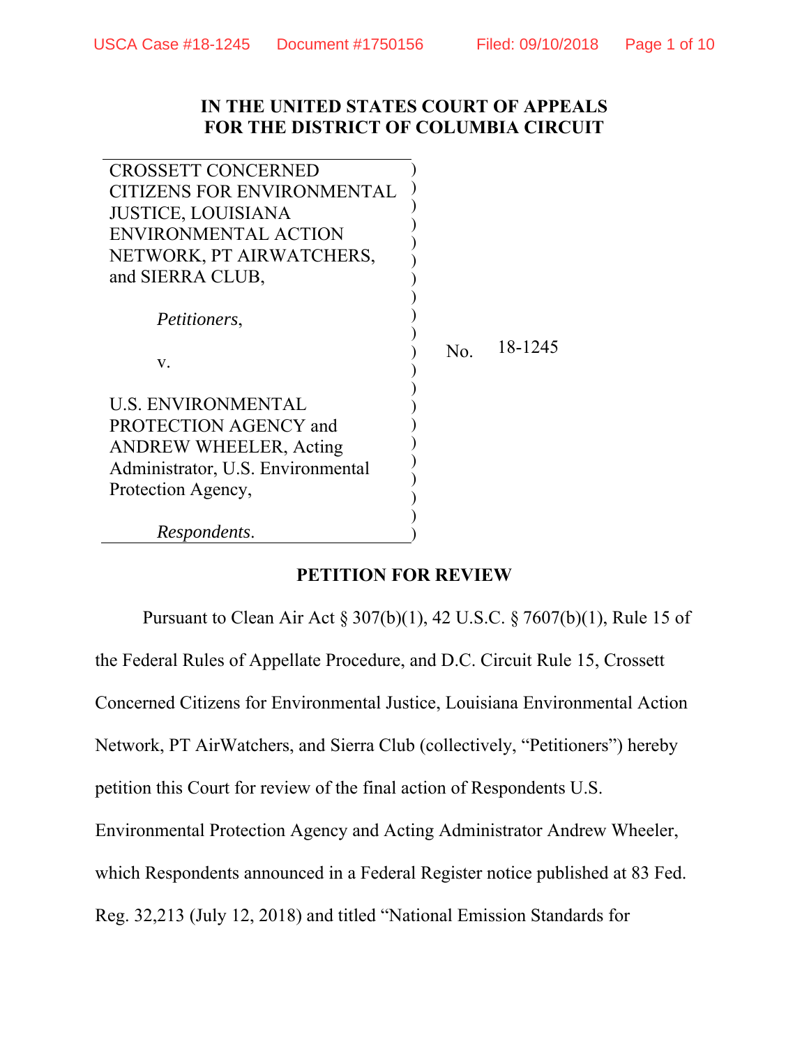**IN THE UNITED STATES COURT OF APPEALS**
**FOR THE DISTRICT OF COLUMBIA CIRCUIT**

| | |
|---|---|
| CROSSETT CONCERNED CITIZENS FOR ENVIRONMENTAL JUSTICE, LOUISIANA ENVIRONMENTAL ACTION NETWORK, PT AIRWATCHERS, and SIERRA CLUB,<br><br>*Petitioners*,<br><br>v.<br><br>U.S. ENVIRONMENTAL PROTECTION AGENCY and ANDREW WHEELER, Acting Administrator, U.S. Environmental Protection Agency,<br><br>*Respondents*. | No. 18-1245 |

**PETITION FOR REVIEW**

Pursuant to Clean Air Act § 307(b)(1), 42 U.S.C. § 7607(b)(1), Rule 15 of the Federal Rules of Appellate Procedure, and D.C. Circuit Rule 15, Crossett Concerned Citizens for Environmental Justice, Louisiana Environmental Action Network, PT AirWatchers, and Sierra Club (collectively, "Petitioners") hereby petition this Court for review of the final action of Respondents U.S. Environmental Protection Agency and Acting Administrator Andrew Wheeler, which Respondents announced in a Federal Register notice published at 83 Fed. Reg. 32,213 (July 12, 2018) and titled "National Emission Standards for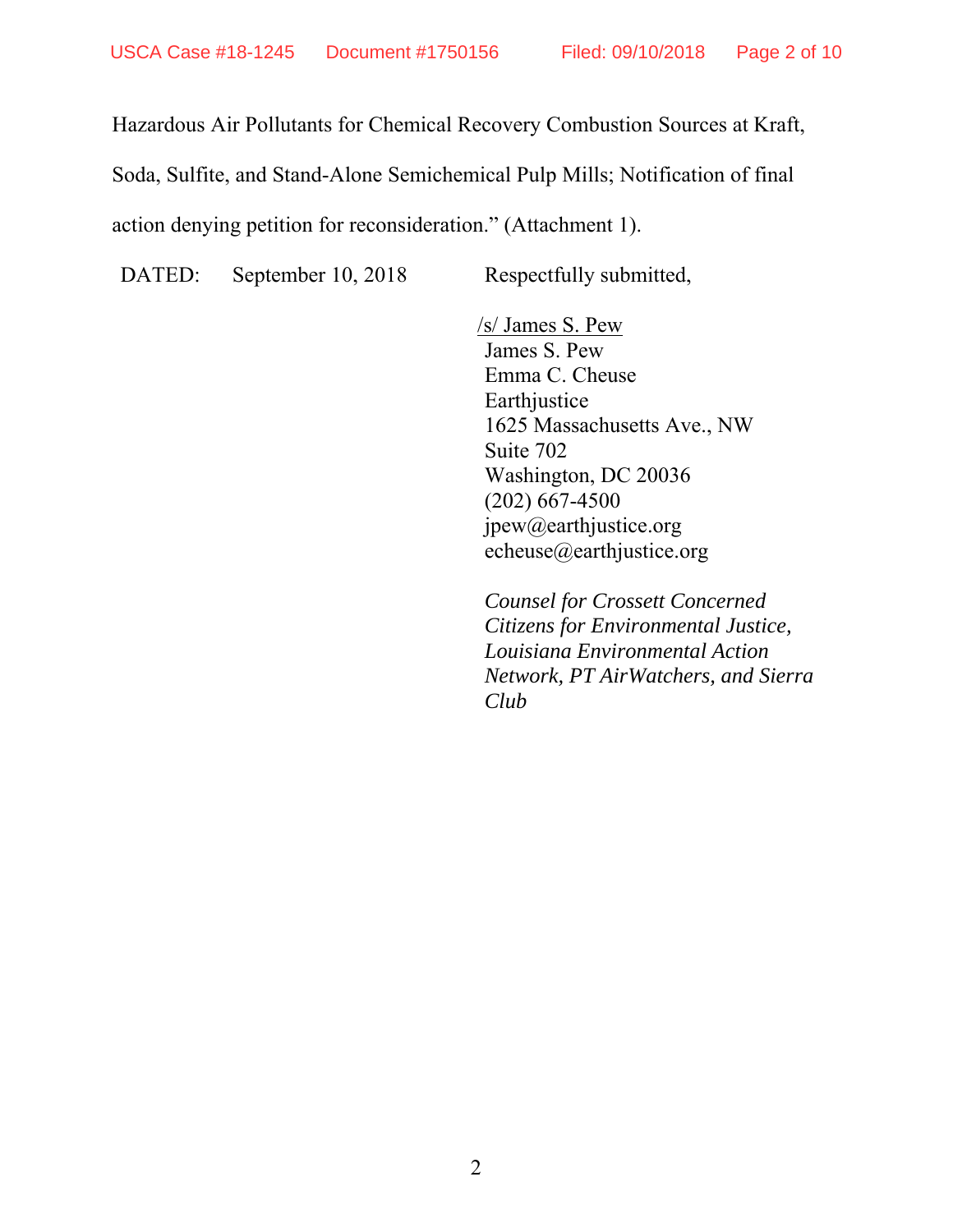Hazardous Air Pollutants for Chemical Recovery Combustion Sources at Kraft, Soda, Sulfite, and Stand-Alone Semichemical Pulp Mills; Notification of final action denying petition for reconsideration." (Attachment 1).

DATED: September 10, 2018

Respectfully submitted,

/s/ James S. Pew
James S. Pew
Emma C. Cheuse
Earthjustice
1625 Massachusetts Ave., NW
Suite 702
Washington, DC 20036
(202) 667-4500
jpew@earthjustice.org
echeuse@earthjustice.org

*Counsel for Crossett Concerned Citizens for Environmental Justice, Louisiana Environmental Action Network, PT AirWatchers, and Sierra Club*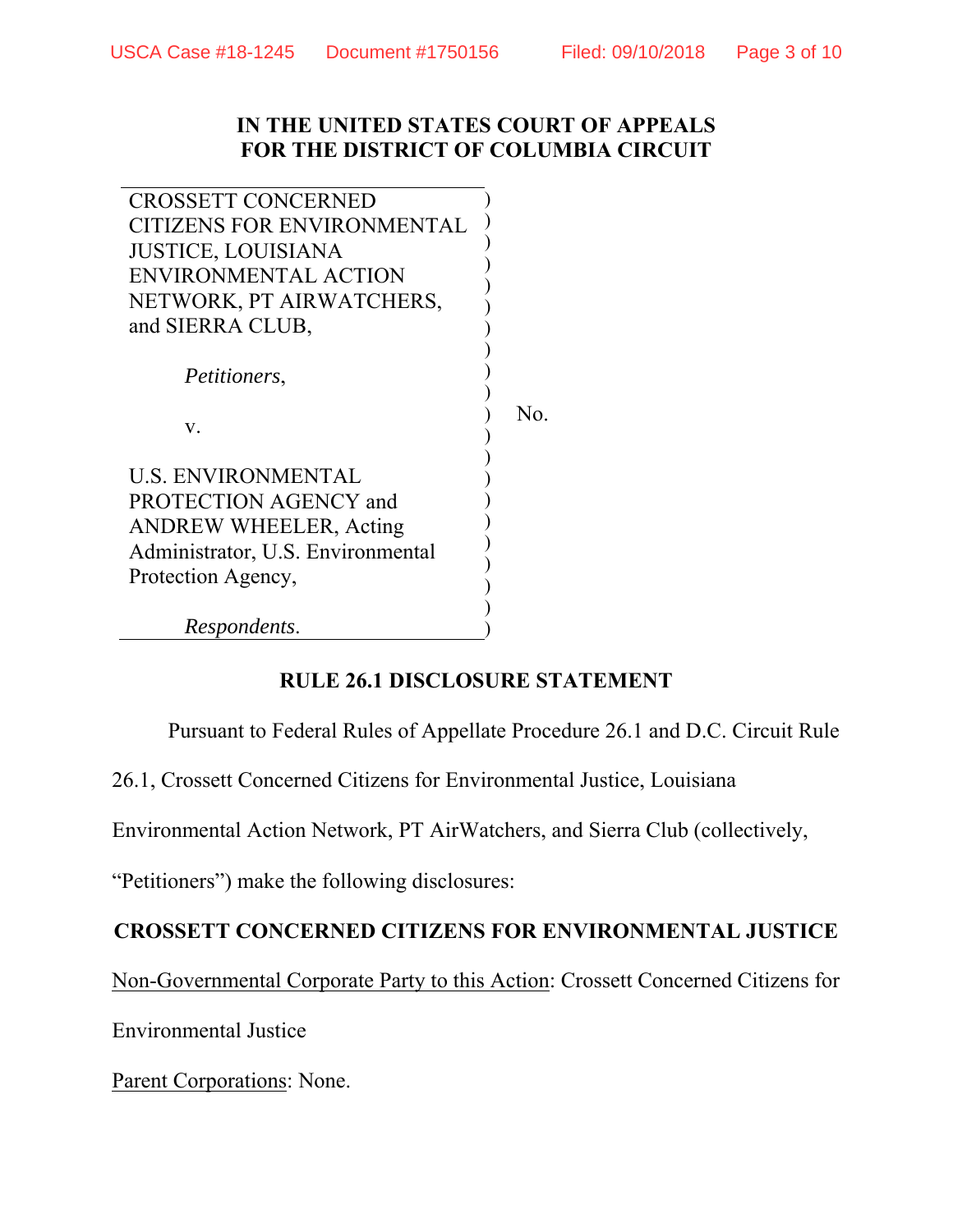**IN THE UNITED STATES COURT OF APPEALS**
**FOR THE DISTRICT OF COLUMBIA CIRCUIT**

| | |
|---|---|
| CROSSETT CONCERNED CITIZENS FOR ENVIRONMENTAL JUSTICE, LOUISIANA ENVIRONMENTAL ACTION NETWORK, PT AIRWATCHERS, and SIERRA CLUB,<br><br>*Petitioners*,<br><br>v.<br><br>U.S. ENVIRONMENTAL PROTECTION AGENCY and ANDREW WHEELER, Acting Administrator, U.S. Environmental Protection Agency,<br><br>*Respondents*. | No. |

**RULE 26.1 DISCLOSURE STATEMENT**

Pursuant to Federal Rules of Appellate Procedure 26.1 and D.C. Circuit Rule 26.1, Crossett Concerned Citizens for Environmental Justice, Louisiana Environmental Action Network, PT AirWatchers, and Sierra Club (collectively, "Petitioners") make the following disclosures:

**CROSSETT CONCERNED CITIZENS FOR ENVIRONMENTAL JUSTICE**

Non-Governmental Corporate Party to this Action: Crossett Concerned Citizens for Environmental Justice

Parent Corporations: None.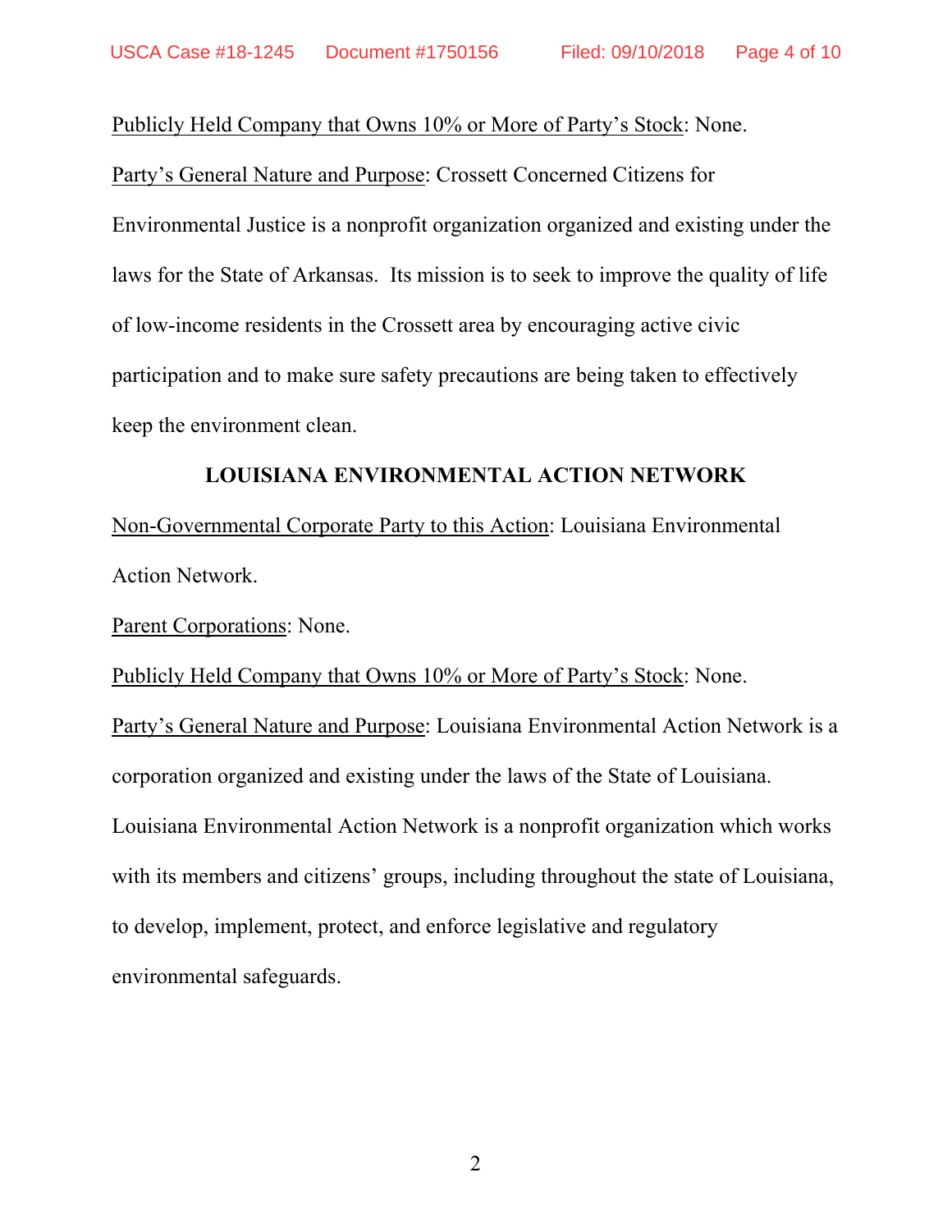Publicly Held Company that Owns 10% or More of Party's Stock: None.

Party's General Nature and Purpose: Crossett Concerned Citizens for Environmental Justice is a nonprofit organization organized and existing under the laws for the State of Arkansas. Its mission is to seek to improve the quality of life of low-income residents in the Crossett area by encouraging active civic participation and to make sure safety precautions are being taken to effectively keep the environment clean.

**LOUISIANA ENVIRONMENTAL ACTION NETWORK**

Non-Governmental Corporate Party to this Action: Louisiana Environmental Action Network.

Parent Corporations: None.

Publicly Held Company that Owns 10% or More of Party's Stock: None.

Party's General Nature and Purpose: Louisiana Environmental Action Network is a corporation organized and existing under the laws of the State of Louisiana. Louisiana Environmental Action Network is a nonprofit organization which works with its members and citizens' groups, including throughout the state of Louisiana, to develop, implement, protect, and enforce legislative and regulatory environmental safeguards.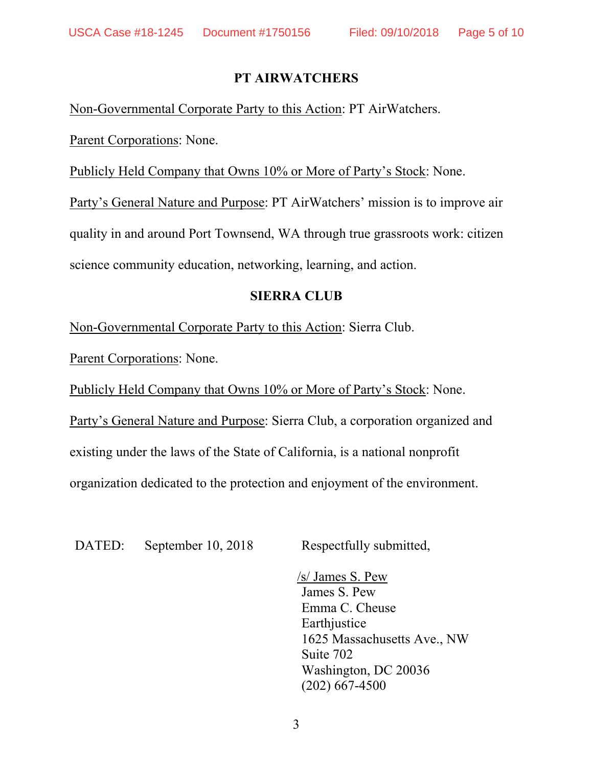### PT AIRWATCHERS

Non-Governmental Corporate Party to this Action: PT AirWatchers.

Parent Corporations: None.

Publicly Held Company that Owns 10% or More of Party's Stock: None.

Party's General Nature and Purpose: PT AirWatchers' mission is to improve air quality in and around Port Townsend, WA through true grassroots work: citizen science community education, networking, learning, and action.

### SIERRA CLUB

Non-Governmental Corporate Party to this Action: Sierra Club.

Parent Corporations: None.

Publicly Held Company that Owns 10% or More of Party's Stock: None.

Party's General Nature and Purpose: Sierra Club, a corporation organized and existing under the laws of the State of California, is a national nonprofit organization dedicated to the protection and enjoyment of the environment.

DATED: September 10, 2018

Respectfully submitted,

/s/ James S. Pew
James S. Pew
Emma C. Cheuse
Earthjustice
1625 Massachusetts Ave., NW
Suite 702
Washington, DC 20036
(202) 667-4500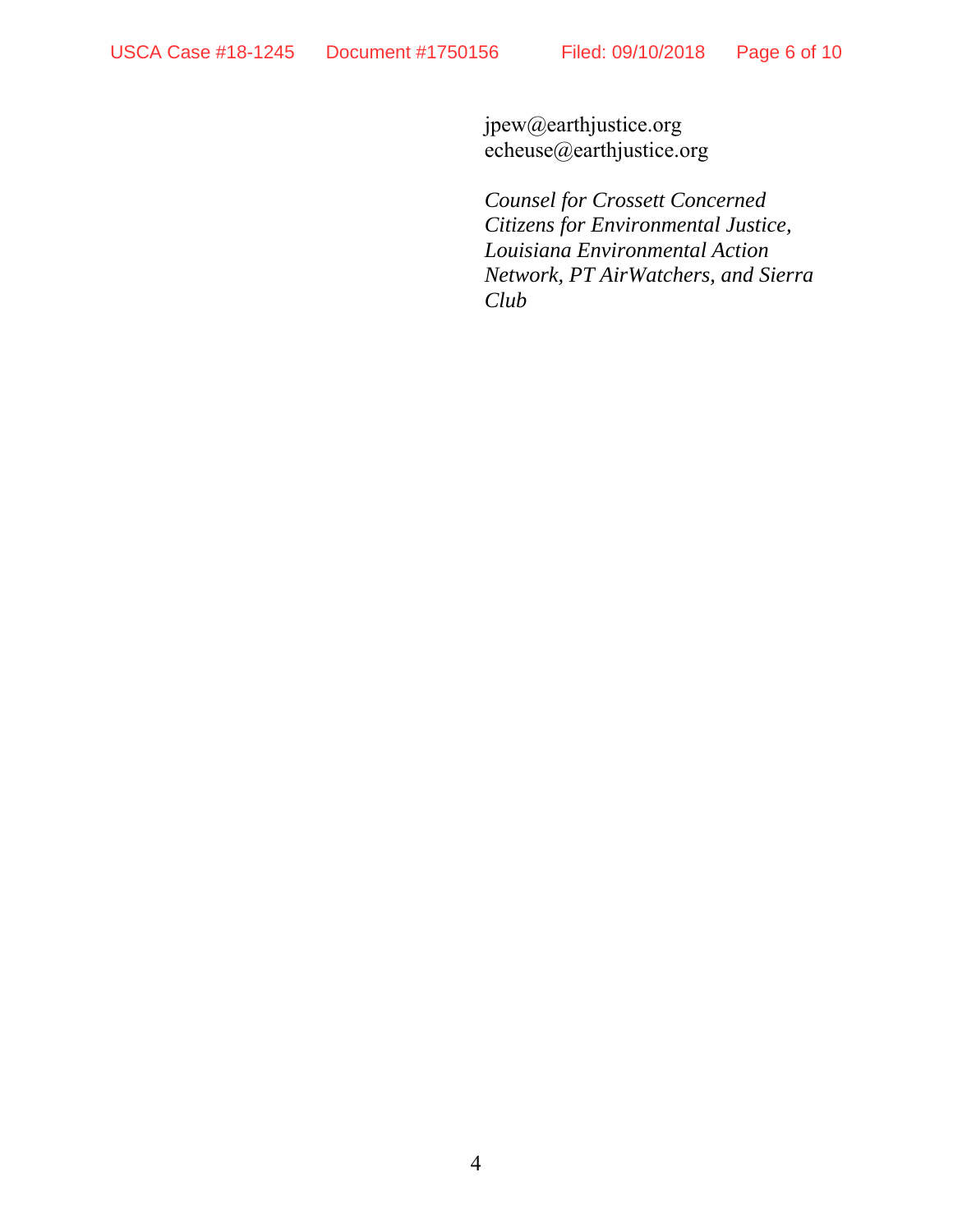jpew@earthjustice.org
echeuse@earthjustice.org

*Counsel for Crossett Concerned Citizens for Environmental Justice, Louisiana Environmental Action Network, PT AirWatchers, and Sierra Club*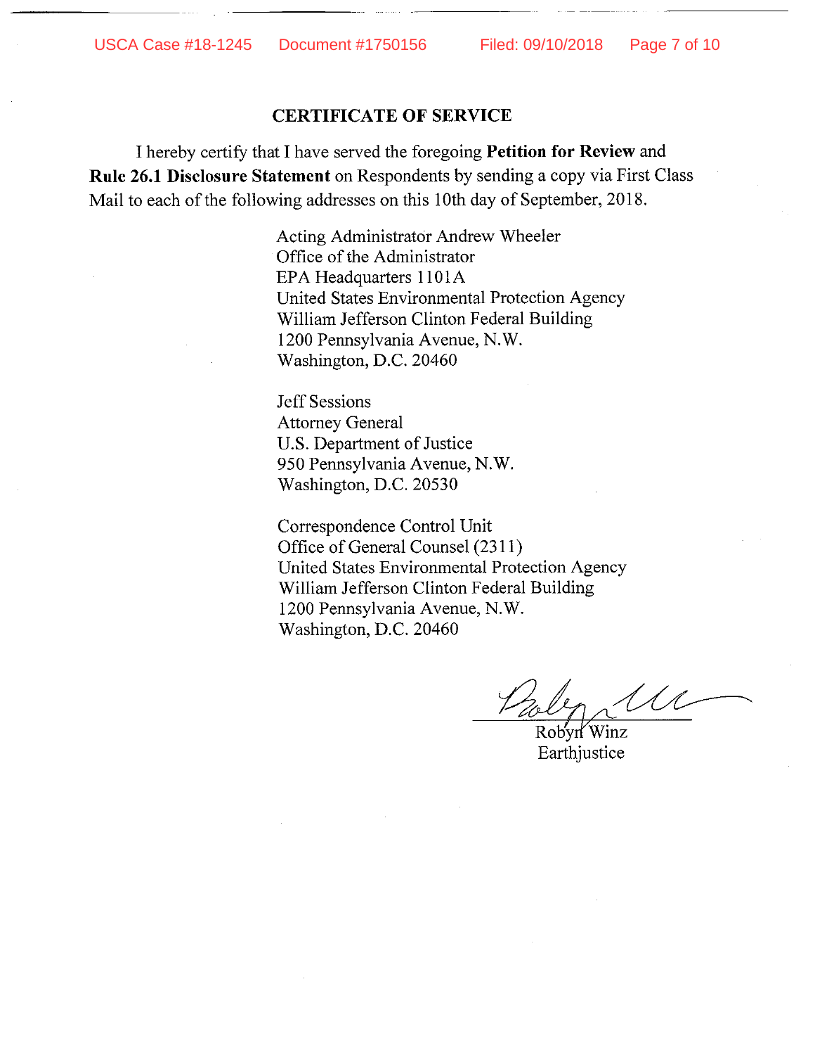# CERTIFICATE OF SERVICE

I hereby certify that I have served the foregoing **Petition for Review** and **Rule 26.1 Disclosure Statement** on Respondents by sending a copy via First Class Mail to each of the following addresses on this 10th day of September, 2018.

Acting Administrator Andrew Wheeler
Office of the Administrator
EPA Headquarters 1101A
United States Environmental Protection Agency
William Jefferson Clinton Federal Building
1200 Pennsylvania Avenue, N.W.
Washington, D.C. 20460

Jeff Sessions
Attorney General
U.S. Department of Justice
950 Pennsylvania Avenue, N.W.
Washington, D.C. 20530

Correspondence Control Unit
Office of General Counsel (2311)
United States Environmental Protection Agency
William Jefferson Clinton Federal Building
1200 Pennsylvania Avenue, N.W.
Washington, D.C. 20460

Robyn Winz
Earthjustice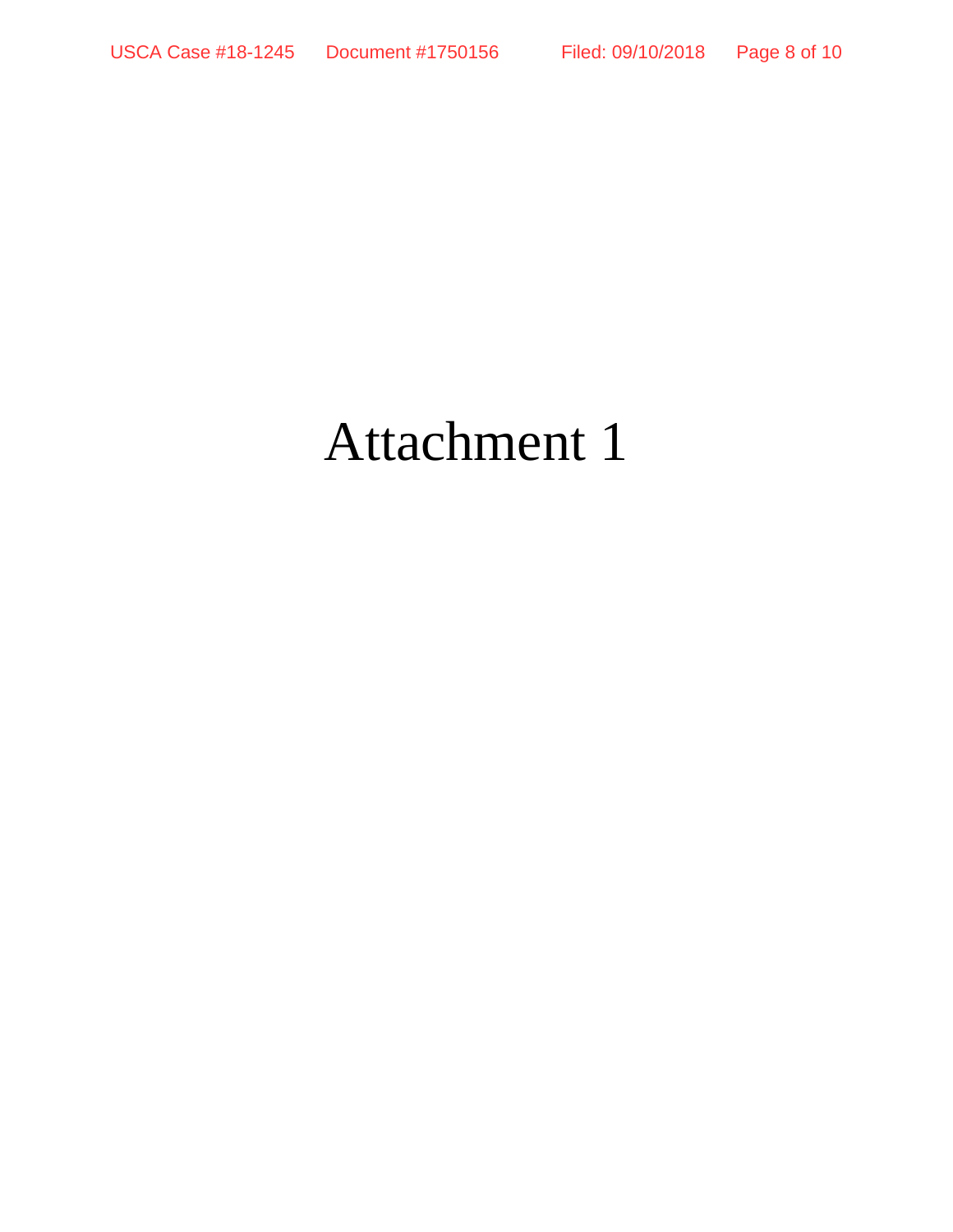# Attachment 1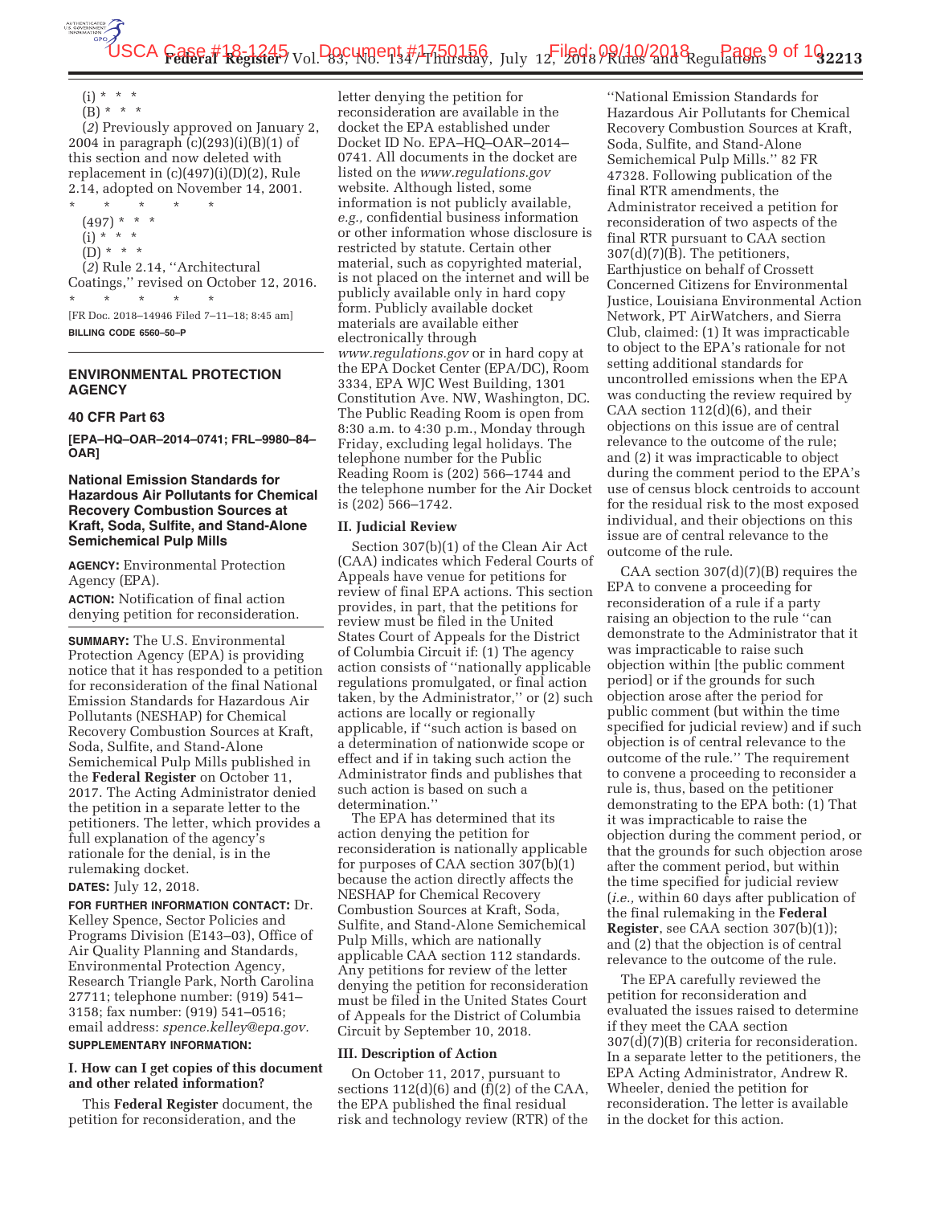(i) * * *

(B) * * *

(*2*) Previously approved on January 2, 2004 in paragraph (c)(293)(i)(B)(1) of this section and now deleted with replacement in (c)(497)(i)(D)(2), Rule 2.14, adopted on November 14, 2001.

\* \* \* \* \*

(497) * * *

(i) * * *

(D) * * *

(*2*) Rule 2.14, ''Architectural Coatings,'' revised on October 12, 2016.

\* \* \* \* \*

[FR Doc. 2018–14946 Filed 7–11–18; 8:45 am]

**BILLING CODE 6560–50–P**

---

## ENVIRONMENTAL PROTECTION AGENCY

### 40 CFR Part 63

**[EPA–HQ–OAR–2014–0741; FRL–9980–84–OAR]**

### National Emission Standards for Hazardous Air Pollutants for Chemical Recovery Combustion Sources at Kraft, Soda, Sulfite, and Stand-Alone Semichemical Pulp Mills

**AGENCY:** Environmental Protection Agency (EPA).

**ACTION:** Notification of final action denying petition for reconsideration.

**SUMMARY:** The U.S. Environmental Protection Agency (EPA) is providing notice that it has responded to a petition for reconsideration of the final National Emission Standards for Hazardous Air Pollutants (NESHAP) for Chemical Recovery Combustion Sources at Kraft, Soda, Sulfite, and Stand-Alone Semichemical Pulp Mills published in the **Federal Register** on October 11, 2017. The Acting Administrator denied the petition in a separate letter to the petitioners. The letter, which provides a full explanation of the agency's rationale for the denial, is in the rulemaking docket.

**DATES:** July 12, 2018.

**FOR FURTHER INFORMATION CONTACT:** Dr. Kelley Spence, Sector Policies and Programs Division (E143–03), Office of Air Quality Planning and Standards, Environmental Protection Agency, Research Triangle Park, North Carolina 27711; telephone number: (919) 541–3158; fax number: (919) 541–0516; email address: *spence.kelley@epa.gov*.

**SUPPLEMENTARY INFORMATION:**

#### I. How can I get copies of this document and other related information?

This **Federal Register** document, the petition for reconsideration, and the letter denying the petition for reconsideration are available in the docket the EPA established under Docket ID No. EPA–HQ–OAR–2014–0741. All documents in the docket are listed on the *www.regulations.gov* website. Although listed, some information is not publicly available, *e.g.,* confidential business information or other information whose disclosure is restricted by statute. Certain other material, such as copyrighted material, is not placed on the internet and will be publicly available only in hard copy form. Publicly available docket materials are available either electronically through *www.regulations.gov* or in hard copy at the EPA Docket Center (EPA/DC), Room 3334, EPA WJC West Building, 1301 Constitution Ave. NW, Washington, DC. The Public Reading Room is open from 8:30 a.m. to 4:30 p.m., Monday through Friday, excluding legal holidays. The telephone number for the Public Reading Room is (202) 566–1744 and the telephone number for the Air Docket is (202) 566–1742.

#### II. Judicial Review

Section 307(b)(1) of the Clean Air Act (CAA) indicates which Federal Courts of Appeals have venue for petitions for review of final EPA actions. This section provides, in part, that the petitions for review must be filed in the United States Court of Appeals for the District of Columbia Circuit if: (1) The agency action consists of ''nationally applicable regulations promulgated, or final action taken, by the Administrator,'' or (2) such actions are locally or regionally applicable, if ''such action is based on a determination of nationwide scope or effect and if in taking such action the Administrator finds and publishes that such action is based on such a determination.''

The EPA has determined that its action denying the petition for reconsideration is nationally applicable for purposes of CAA section 307(b)(1) because the action directly affects the NESHAP for Chemical Recovery Combustion Sources at Kraft, Soda, Sulfite, and Stand-Alone Semichemical Pulp Mills, which are nationally applicable CAA section 112 standards. Any petitions for review of the letter denying the petition for reconsideration must be filed in the United States Court of Appeals for the District of Columbia Circuit by September 10, 2018.

#### III. Description of Action

On October 11, 2017, pursuant to sections 112(d)(6) and (f)(2) of the CAA, the EPA published the final residual risk and technology review (RTR) of the ''National Emission Standards for Hazardous Air Pollutants for Chemical Recovery Combustion Sources at Kraft, Soda, Sulfite, and Stand-Alone Semichemical Pulp Mills.'' 82 FR 47328. Following publication of the final RTR amendments, the Administrator received a petition for reconsideration of two aspects of the final RTR pursuant to CAA section 307(d)(7)(B). The petitioners, Earthjustice on behalf of Crossett Concerned Citizens for Environmental Justice, Louisiana Environmental Action Network, PT AirWatchers, and Sierra Club, claimed: (1) It was impracticable to object to the EPA's rationale for not setting additional standards for uncontrolled emissions when the EPA was conducting the review required by CAA section 112(d)(6), and their objections on this issue are of central relevance to the outcome of the rule; and (2) it was impracticable to object during the comment period to the EPA's use of census block centroids to account for the residual risk to the most exposed individual, and their objections on this issue are of central relevance to the outcome of the rule.

CAA section 307(d)(7)(B) requires the EPA to convene a proceeding for reconsideration of a rule if a party raising an objection to the rule ''can demonstrate to the Administrator that it was impracticable to raise such objection within [the public comment period] or if the grounds for such objection arose after the period for public comment (but within the time specified for judicial review) and if such objection is of central relevance to the outcome of the rule.'' The requirement to convene a proceeding to reconsider a rule is, thus, based on the petitioner demonstrating to the EPA both: (1) That it was impracticable to raise the objection during the comment period, or that the grounds for such objection arose after the comment period, but within the time specified for judicial review (*i.e.,* within 60 days after publication of the final rulemaking in the **Federal Register**, see CAA section 307(b)(1)); and (2) that the objection is of central relevance to the outcome of the rule.

The EPA carefully reviewed the petition for reconsideration and evaluated the issues raised to determine if they meet the CAA section 307(d)(7)(B) criteria for reconsideration. In a separate letter to the petitioners, the EPA Acting Administrator, Andrew R. Wheeler, denied the petition for reconsideration. The letter is available in the docket for this action.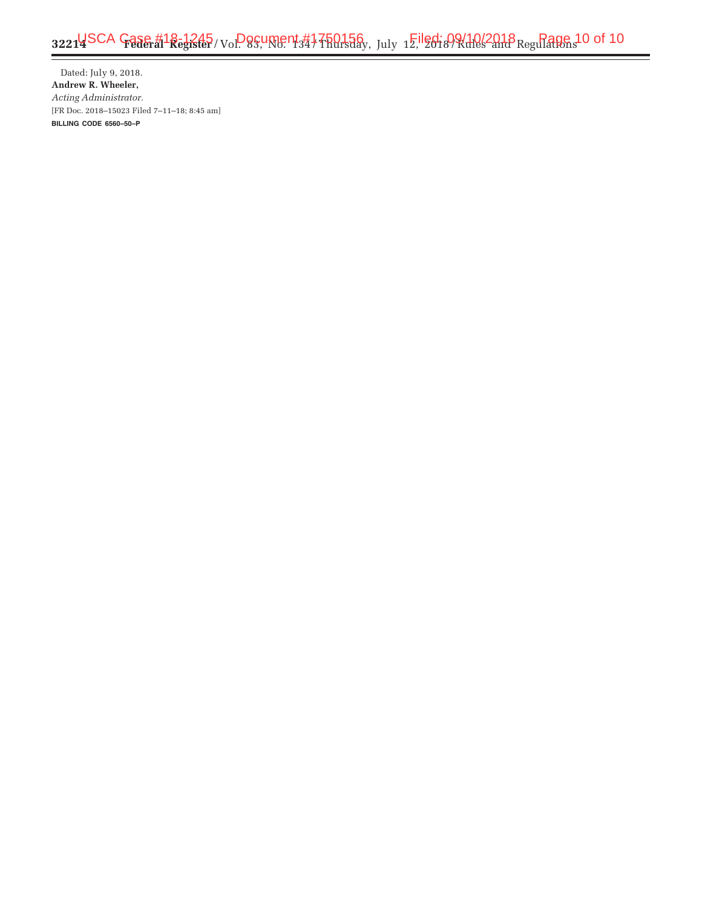Dated: July 9, 2018.

**Andrew R. Wheeler,**

*Acting Administrator.*

[FR Doc. 2018–15023 Filed 7–11–18; 8:45 am]

**BILLING CODE 6560–50–P**